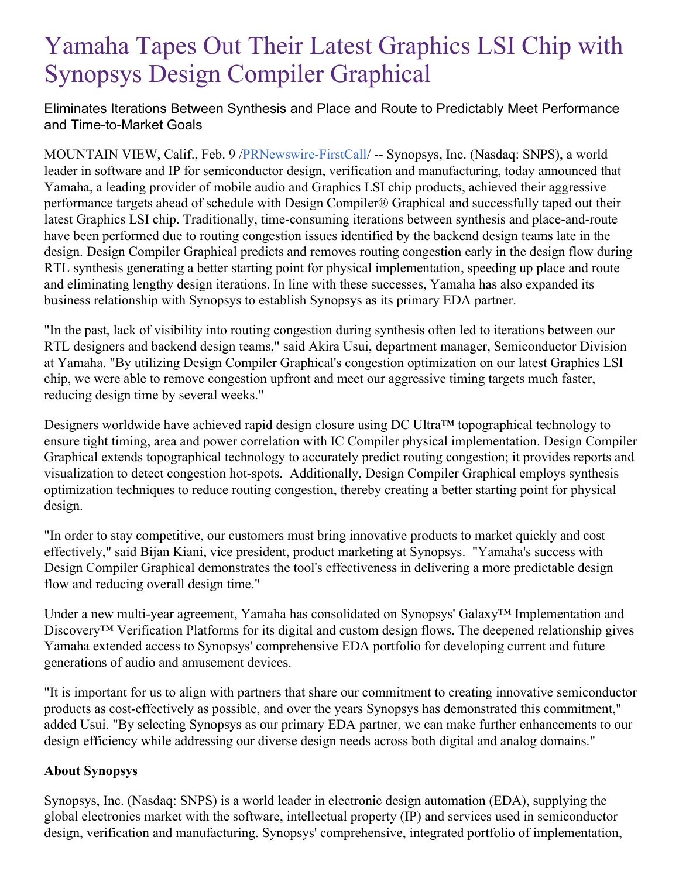# Yamaha Tapes Out Their Latest Graphics LSI Chip with Synopsys Design Compiler Graphical

Eliminates Iterations Between Synthesis and Place and Route to Predictably Meet Performance and Time-to-Market Goals

MOUNTAIN VIEW, Calif., Feb. 9 /PRNewswire-FirstCall/ -- Synopsys, Inc. (Nasdaq: SNPS), a world leader in software and IP for semiconductor design, verification and manufacturing, today announced that Yamaha, a leading provider of mobile audio and Graphics LSI chip products, achieved their aggressive performance targets ahead of schedule with Design Compiler® Graphical and successfully taped out their latest Graphics LSI chip. Traditionally, time-consuming iterations between synthesis and place-and-route have been performed due to routing congestion issues identified by the backend design teams late in the design. Design Compiler Graphical predicts and removes routing congestion early in the design flow during RTL synthesis generating a better starting point for physical implementation, speeding up place and route and eliminating lengthy design iterations. In line with these successes, Yamaha has also expanded its business relationship with Synopsys to establish Synopsys as its primary EDA partner.

"In the past, lack of visibility into routing congestion during synthesis often led to iterations between our RTL designers and backend design teams," said Akira Usui, department manager, Semiconductor Division at Yamaha. "By utilizing Design Compiler Graphical's congestion optimization on our latest Graphics LSI chip, we were able to remove congestion upfront and meet our aggressive timing targets much faster, reducing design time by several weeks."

Designers worldwide have achieved rapid design closure using DC Ultra™ topographical technology to ensure tight timing, area and power correlation with IC Compiler physical implementation. Design Compiler Graphical extends topographical technology to accurately predict routing congestion; it provides reports and visualization to detect congestion hot-spots. Additionally, Design Compiler Graphical employs synthesis optimization techniques to reduce routing congestion, thereby creating a better starting point for physical design.

"In order to stay competitive, our customers must bring innovative products to market quickly and cost effectively," said Bijan Kiani, vice president, product marketing at Synopsys. "Yamaha's success with Design Compiler Graphical demonstrates the tool's effectiveness in delivering a more predictable design flow and reducing overall design time."

Under a new multi-year agreement, Yamaha has consolidated on Synopsys' Galaxy™ Implementation and Discovery™ Verification Platforms for its digital and custom design flows. The deepened relationship gives Yamaha extended access to Synopsys' comprehensive EDA portfolio for developing current and future generations of audio and amusement devices.

"It is important for us to align with partners that share our commitment to creating innovative semiconductor products as cost-effectively as possible, and over the years Synopsys has demonstrated this commitment," added Usui. "By selecting Synopsys as our primary EDA partner, we can make further enhancements to our design efficiency while addressing our diverse design needs across both digital and analog domains."

**About Synopsys**

Synopsys, Inc. (Nasdaq: SNPS) is a world leader in electronic design automation (EDA), supplying the global electronics market with the software, intellectual property (IP) and services used in semiconductor design, verification and manufacturing. Synopsys' comprehensive, integrated portfolio of implementation,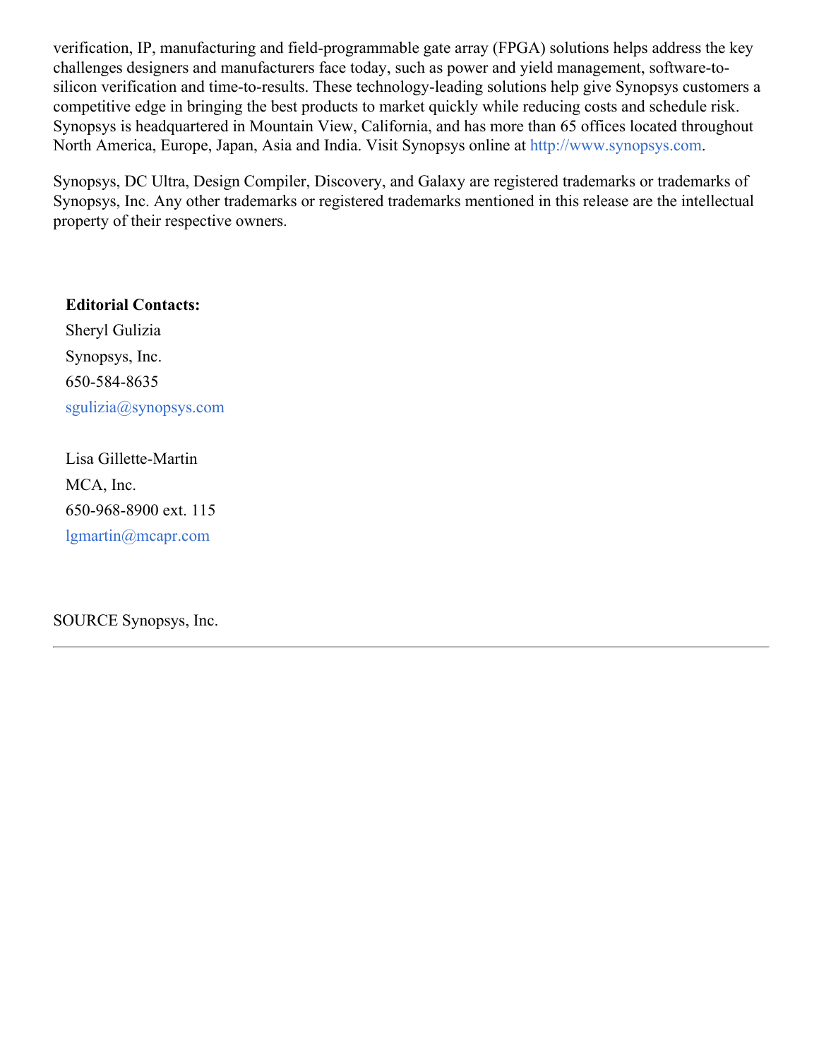verification, IP, manufacturing and field-programmable gate array (FPGA) solutions helps address the key challenges designers and manufacturers face today, such as power and yield management, software-to-silicon verification and time-to-results. These technology-leading solutions help give Synopsys customers a competitive edge in bringing the best products to market quickly while reducing costs and schedule risk. Synopsys is headquartered in Mountain View, California, and has more than 65 offices located throughout North America, Europe, Japan, Asia and India. Visit Synopsys online at http://www.synopsys.com.

Synopsys, DC Ultra, Design Compiler, Discovery, and Galaxy are registered trademarks or trademarks of Synopsys, Inc. Any other trademarks or registered trademarks mentioned in this release are the intellectual property of their respective owners.

**Editorial Contacts:**

Sheryl Gulizia
Synopsys, Inc.
650-584-8635
sgulizia@synopsys.com

Lisa Gillette-Martin
MCA, Inc.
650-968-8900 ext. 115
lgmartin@mcapr.com

SOURCE Synopsys, Inc.